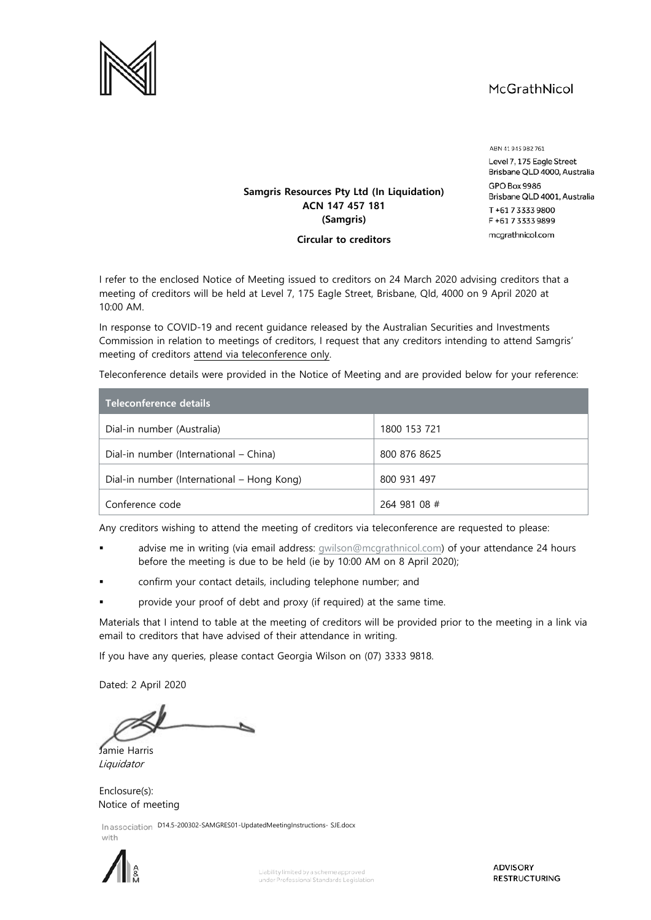McGrathNicol

ABN 41 945 982 761
Level 7, 175 Eagle Street
Brisbane QLD 4000, Australia
GPO Box 9986
Brisbane QLD 4001, Australia
T +61 7 3333 9800
F +61 7 3333 9899
mcgrathnicol.com

**Samgris Resources Pty Ltd (In Liquidation)**
**ACN 147 457 181**
**(Samgris)**

**Circular to creditors**

I refer to the enclosed Notice of Meeting issued to creditors on 24 March 2020 advising creditors that a meeting of creditors will be held at Level 7, 175 Eagle Street, Brisbane, Qld, 4000 on 9 April 2020 at 10:00 AM.

In response to COVID-19 and recent guidance released by the Australian Securities and Investments Commission in relation to meetings of creditors, I request that any creditors intending to attend Samgris' meeting of creditors attend via teleconference only.

Teleconference details were provided in the Notice of Meeting and are provided below for your reference:

| Teleconference details | |
|---|---|
| Dial-in number (Australia) | 1800 153 721 |
| Dial-in number (International – China) | 800 876 8625 |
| Dial-in number (International – Hong Kong) | 800 931 497 |
| Conference code | 264 981 08 # |

Any creditors wishing to attend the meeting of creditors via teleconference are requested to please:

- advise me in writing (via email address: gwilson@mcgrathnicol.com) of your attendance 24 hours before the meeting is due to be held (ie by 10:00 AM on 8 April 2020);
- confirm your contact details, including telephone number; and
- provide your proof of debt and proxy (if required) at the same time.

Materials that I intend to table at the meeting of creditors will be provided prior to the meeting in a link via email to creditors that have advised of their attendance in writing.

If you have any queries, please contact Georgia Wilson on (07) 3333 9818.

Dated: 2 April 2020

Jamie Harris
*Liquidator*

Enclosure(s):
Notice of meeting

In association with

D14.5-200302-SAMGRES01-UpdatedMeetingInstructions- SJE.docx

Liability limited by a scheme approved under Professional Standards Legislation

ADVISORY
RESTRUCTURING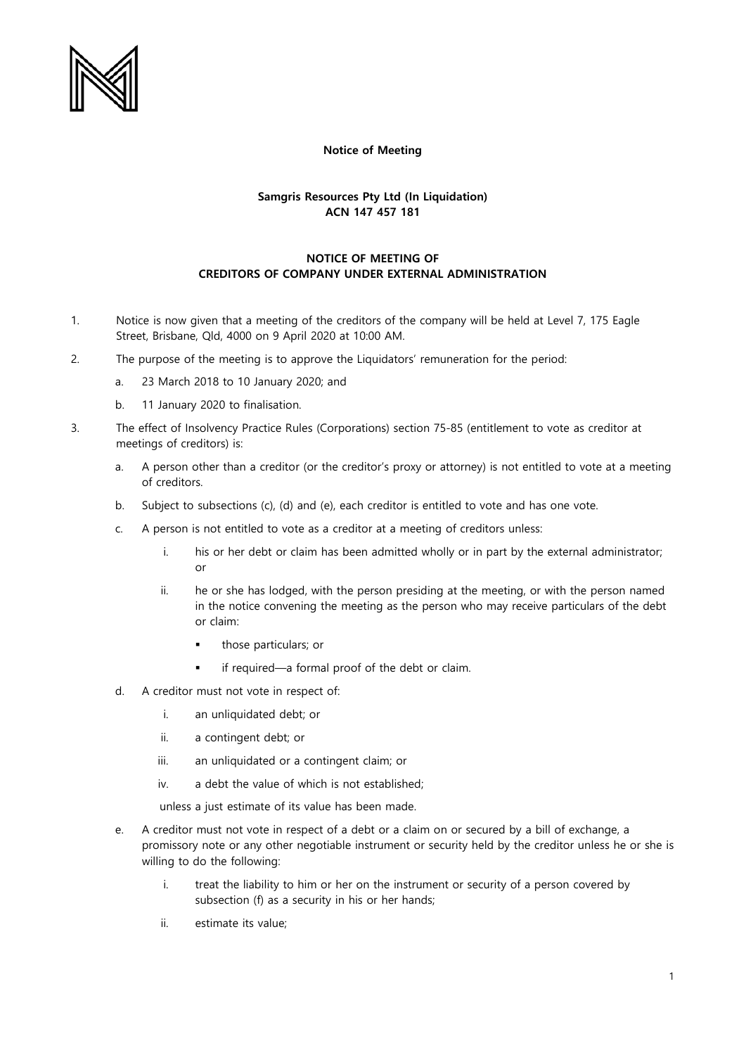**Notice of Meeting**

**Samgris Resources Pty Ltd (In Liquidation)**
**ACN 147 457 181**

**NOTICE OF MEETING OF**
**CREDITORS OF COMPANY UNDER EXTERNAL ADMINISTRATION**

1. Notice is now given that a meeting of the creditors of the company will be held at Level 7, 175 Eagle Street, Brisbane, Qld, 4000 on 9 April 2020 at 10:00 AM.

2. The purpose of the meeting is to approve the Liquidators' remuneration for the period:

   a. 23 March 2018 to 10 January 2020; and

   b. 11 January 2020 to finalisation.

3. The effect of Insolvency Practice Rules (Corporations) section 75-85 (entitlement to vote as creditor at meetings of creditors) is:

   a. A person other than a creditor (or the creditor's proxy or attorney) is not entitled to vote at a meeting of creditors.

   b. Subject to subsections (c), (d) and (e), each creditor is entitled to vote and has one vote.

   c. A person is not entitled to vote as a creditor at a meeting of creditors unless:

      i. his or her debt or claim has been admitted wholly or in part by the external administrator; or

      ii. he or she has lodged, with the person presiding at the meeting, or with the person named in the notice convening the meeting as the person who may receive particulars of the debt or claim:

         - those particulars; or
         - if required—a formal proof of the debt or claim.

   d. A creditor must not vote in respect of:

      i. an unliquidated debt; or

      ii. a contingent debt; or

      iii. an unliquidated or a contingent claim; or

      iv. a debt the value of which is not established;

      unless a just estimate of its value has been made.

   e. A creditor must not vote in respect of a debt or a claim on or secured by a bill of exchange, a promissory note or any other negotiable instrument or security held by the creditor unless he or she is willing to do the following:

      i. treat the liability to him or her on the instrument or security of a person covered by subsection (f) as a security in his or her hands;

      ii. estimate its value;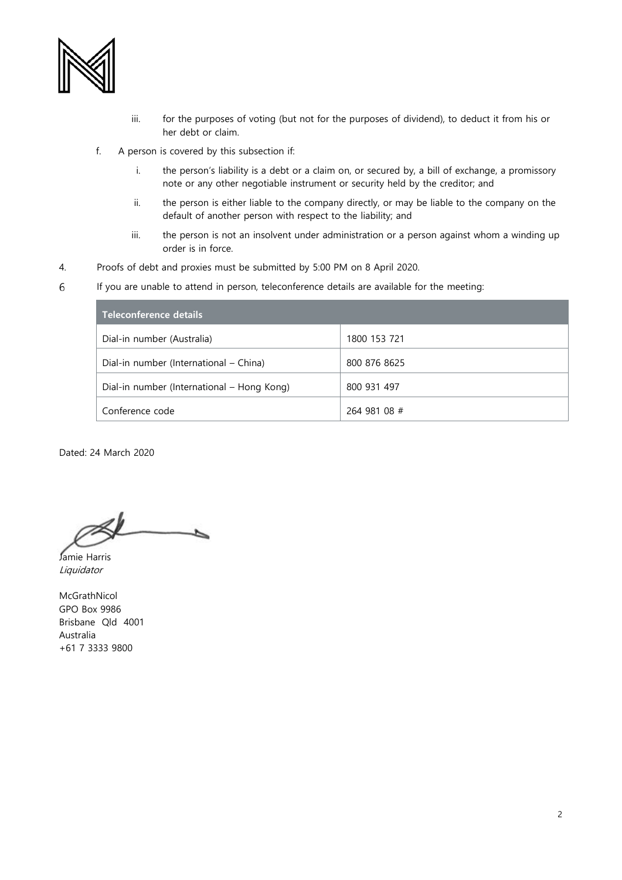iii. for the purposes of voting (but not for the purposes of dividend), to deduct it from his or her debt or claim.

f. A person is covered by this subsection if:

   i. the person's liability is a debt or a claim on, or secured by, a bill of exchange, a promissory note or any other negotiable instrument or security held by the creditor; and

   ii. the person is either liable to the company directly, or may be liable to the company on the default of another person with respect to the liability; and

   iii. the person is not an insolvent under administration or a person against whom a winding up order is in force.

4. Proofs of debt and proxies must be submitted by 5:00 PM on 8 April 2020.

6 If you are unable to attend in person, teleconference details are available for the meeting:

| Teleconference details | |
|---|---|
| Dial-in number (Australia) | 1800 153 721 |
| Dial-in number (International – China) | 800 876 8625 |
| Dial-in number (International – Hong Kong) | 800 931 497 |
| Conference code | 264 981 08 # |

Dated: 24 March 2020

Jamie Harris
*Liquidator*

McGrathNicol
GPO Box 9986
Brisbane Qld 4001
Australia
+61 7 3333 9800